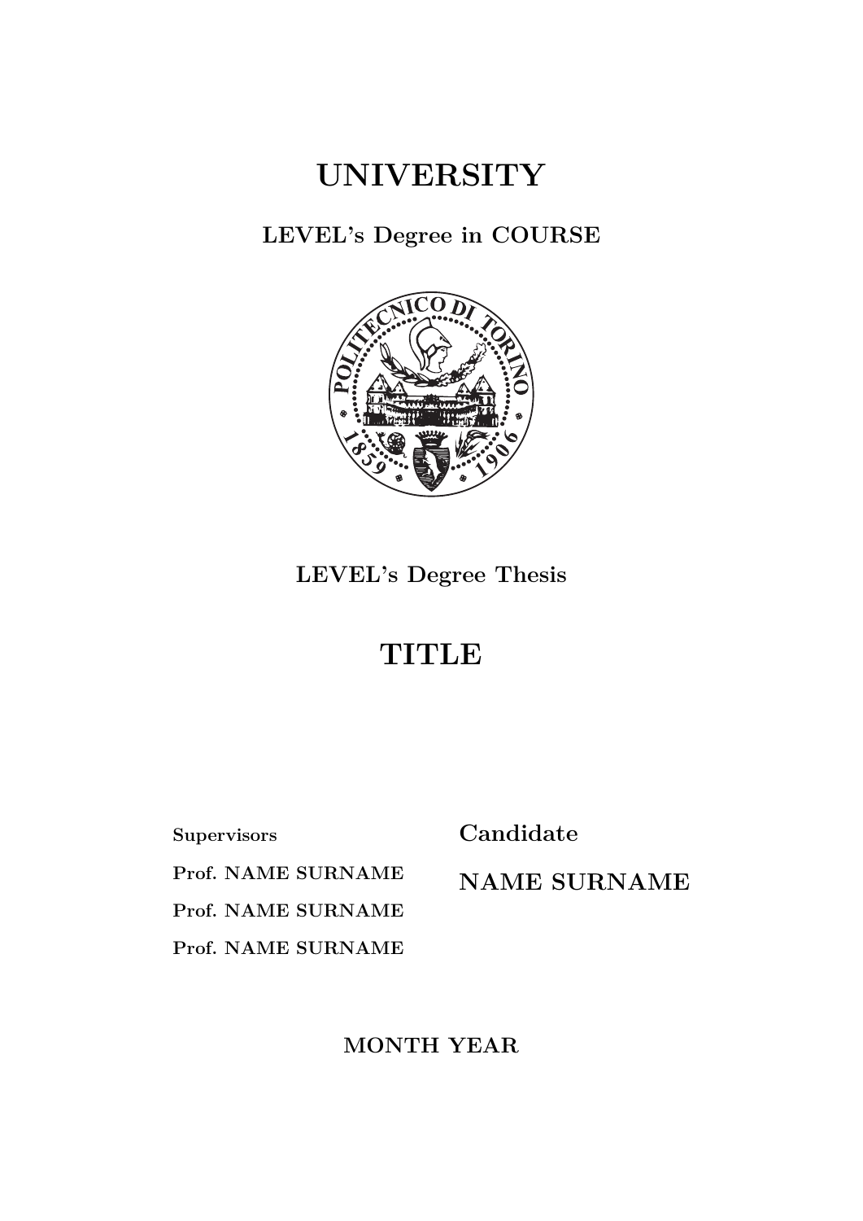# UNIVERSITY

**LEVEL's Degree in COURSE**

**LEVEL's Degree Thesis**

# TITLE

**Supervisors**

**Prof. NAME SURNAME**

**Prof. NAME SURNAME**

**Prof. NAME SURNAME**

**Candidate**

**NAME SURNAME**

**MONTH YEAR**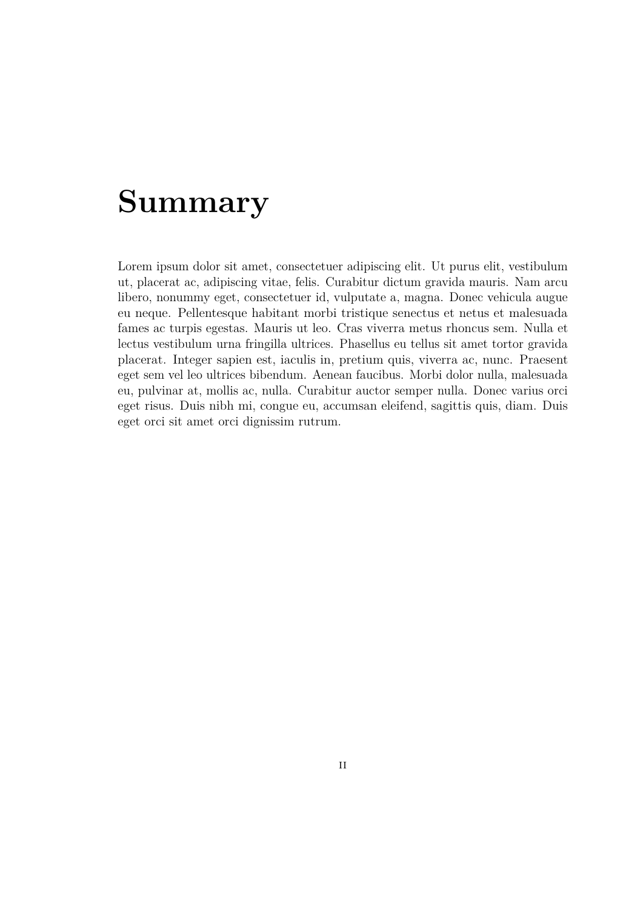# Summary

Lorem ipsum dolor sit amet, consectetuer adipiscing elit. Ut purus elit, vestibulum ut, placerat ac, adipiscing vitae, felis. Curabitur dictum gravida mauris. Nam arcu libero, nonummy eget, consectetuer id, vulputate a, magna. Donec vehicula augue eu neque. Pellentesque habitant morbi tristique senectus et netus et malesuada fames ac turpis egestas. Mauris ut leo. Cras viverra metus rhoncus sem. Nulla et lectus vestibulum urna fringilla ultrices. Phasellus eu tellus sit amet tortor gravida placerat. Integer sapien est, iaculis in, pretium quis, viverra ac, nunc. Praesent eget sem vel leo ultrices bibendum. Aenean faucibus. Morbi dolor nulla, malesuada eu, pulvinar at, mollis ac, nulla. Curabitur auctor semper nulla. Donec varius orci eget risus. Duis nibh mi, congue eu, accumsan eleifend, sagittis quis, diam. Duis eget orci sit amet orci dignissim rutrum.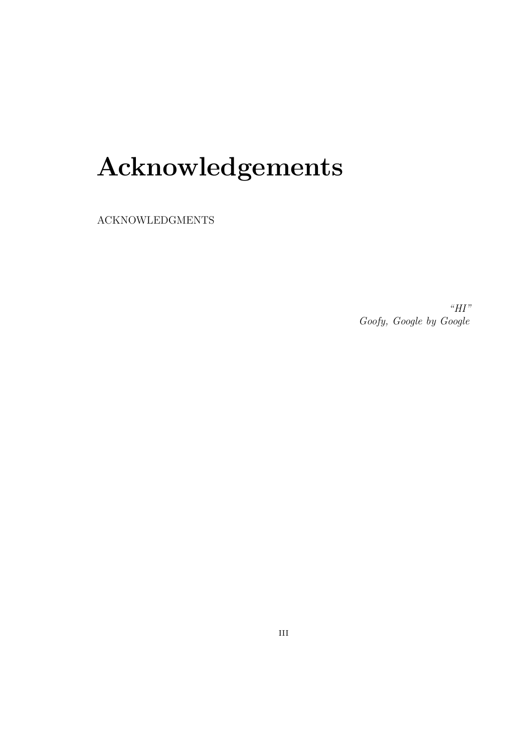# Acknowledgements

ACKNOWLEDGMENTS

*"HI"*
*Goofy, Google by Google*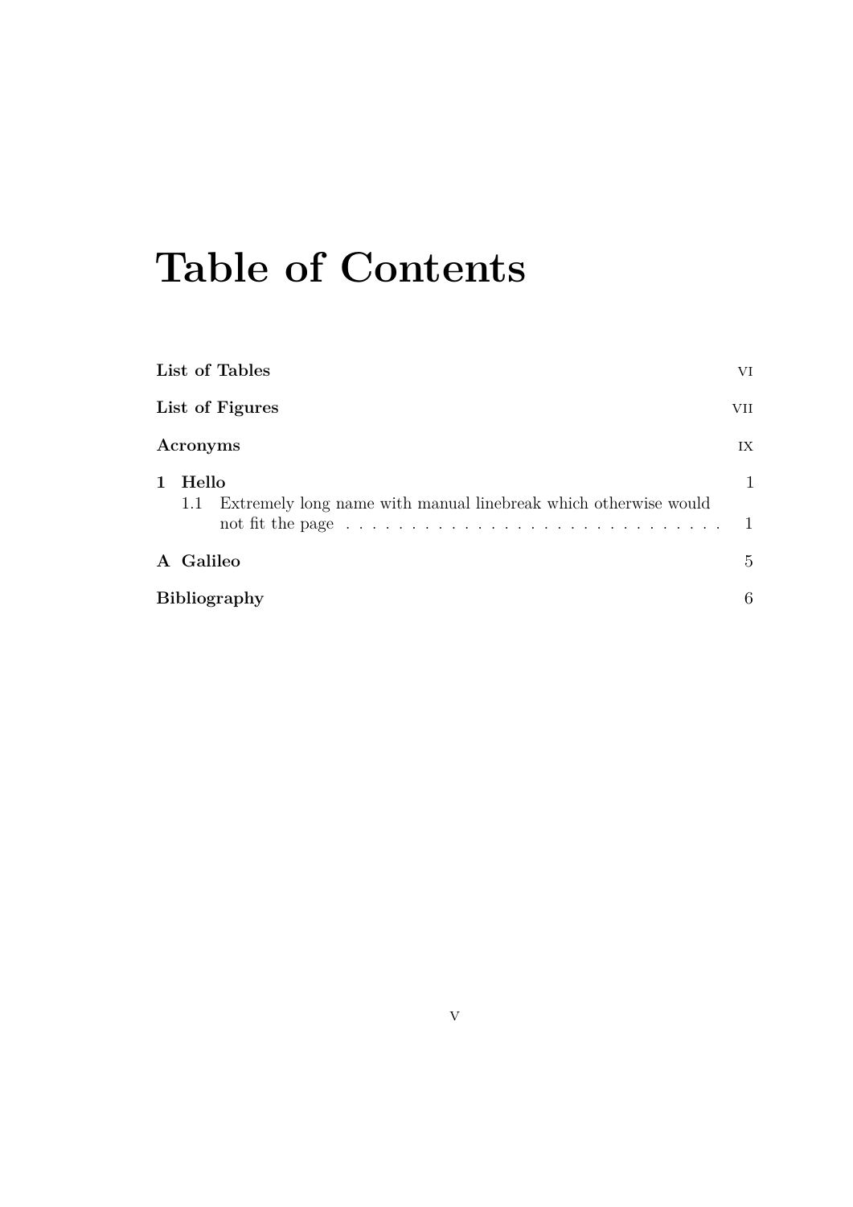# Table of Contents

**List of Tables** vi

**List of Figures** vii

**Acronyms** ix

**1 Hello** 1

- 1.1 Extremely long name with manual linebreak which otherwise would not fit the page . . . . . . . . . . . . . . . . . . . . . . . . . . . . . 1

**A Galileo** 5

**Bibliography** 6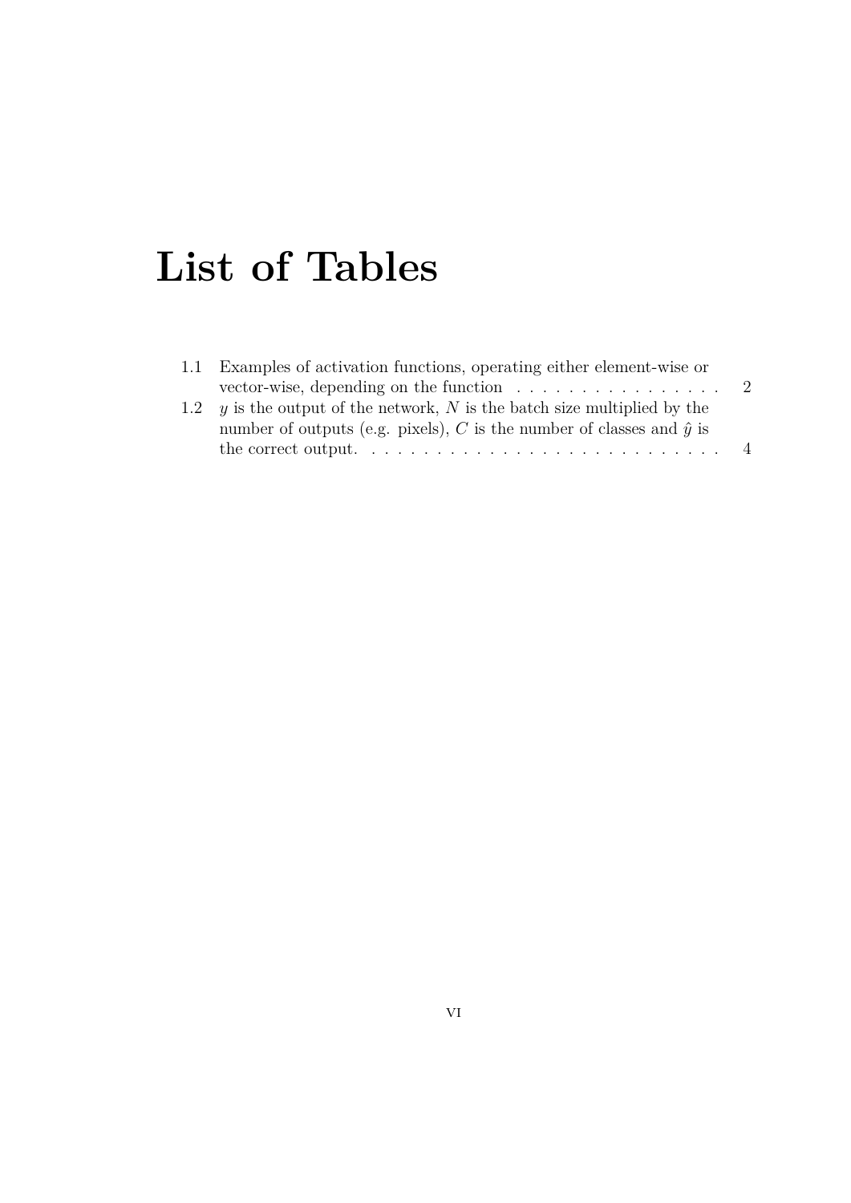# List of Tables

1.1 Examples of activation functions, operating either element-wise or vector-wise, depending on the function . . . . . . . . . . . . . . . . 2

1.2 $y$ is the output of the network, $N$ is the batch size multiplied by the number of outputs (e.g. pixels), $C$ is the number of classes and $\hat{y}$ is the correct output. . . . . . . . . . . . . . . . . . . . . . . . . . . . 4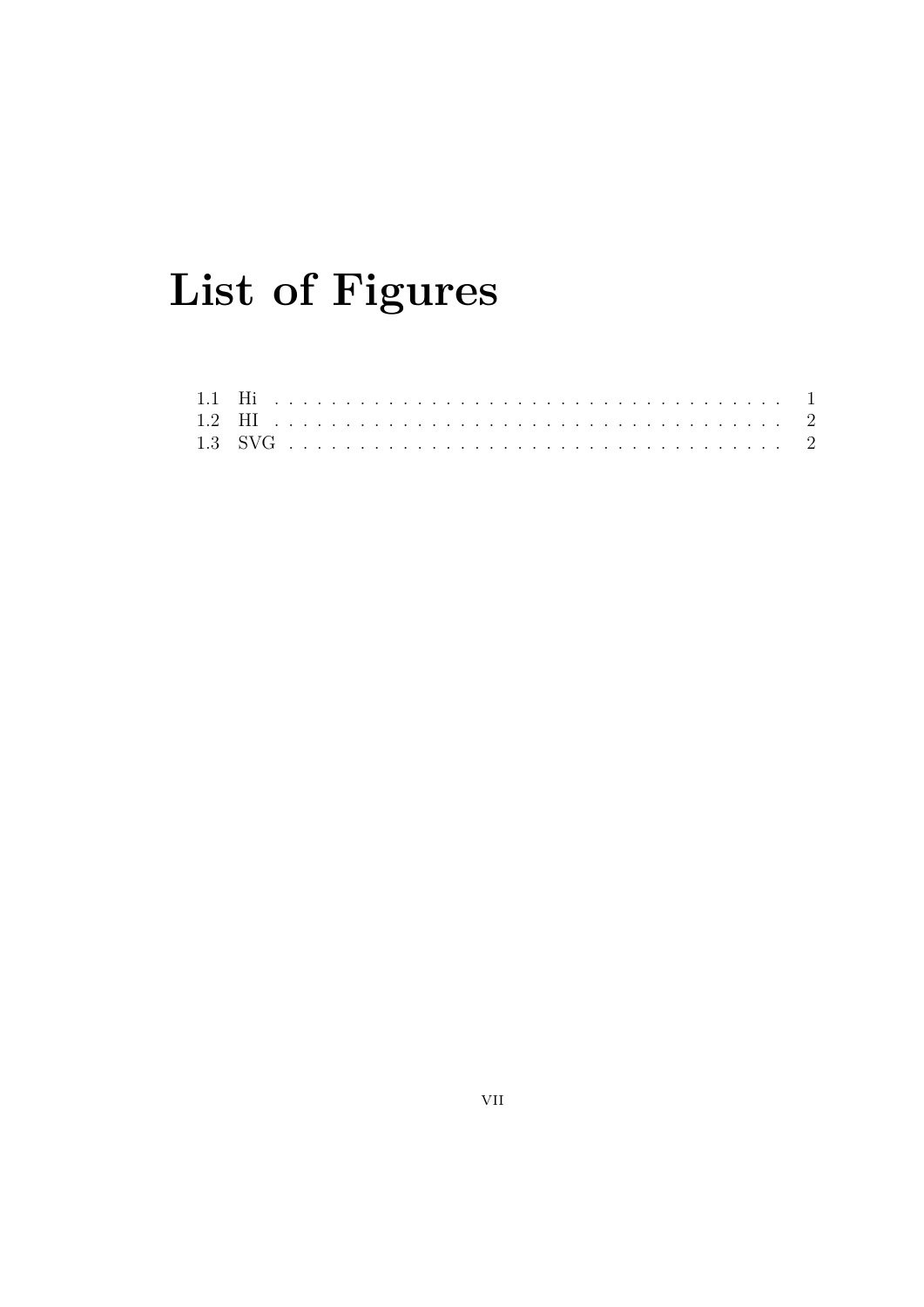# List of Figures

1.1 Hi . . . . . . . . . . . . . . . . . . . . . . . . . . . . . . . . . . . . 1
1.2 HI . . . . . . . . . . . . . . . . . . . . . . . . . . . . . . . . . . . . 2
1.3 SVG . . . . . . . . . . . . . . . . . . . . . . . . . . . . . . . . . . . 2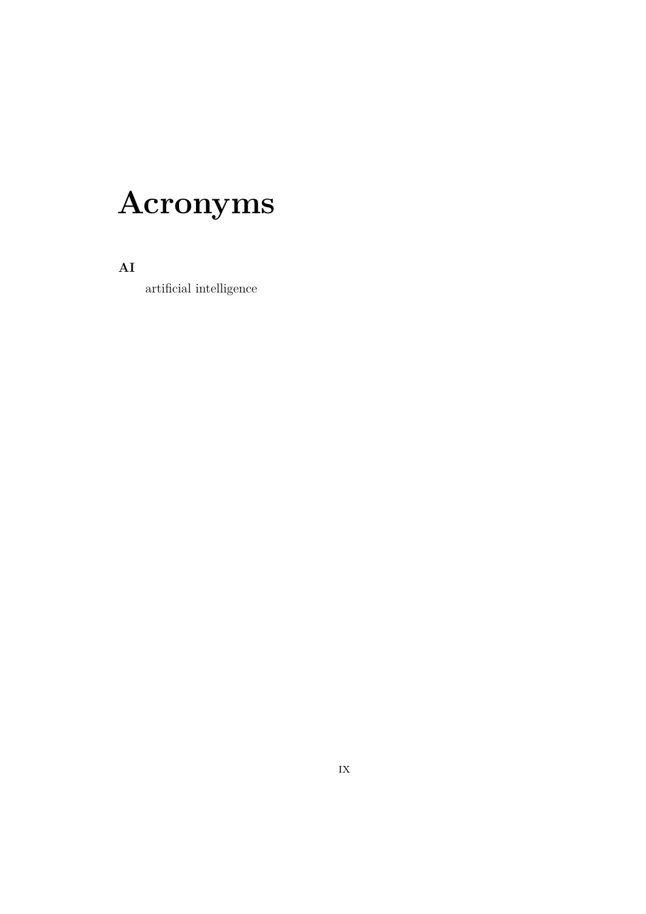# Acronyms

**AI**

artificial intelligence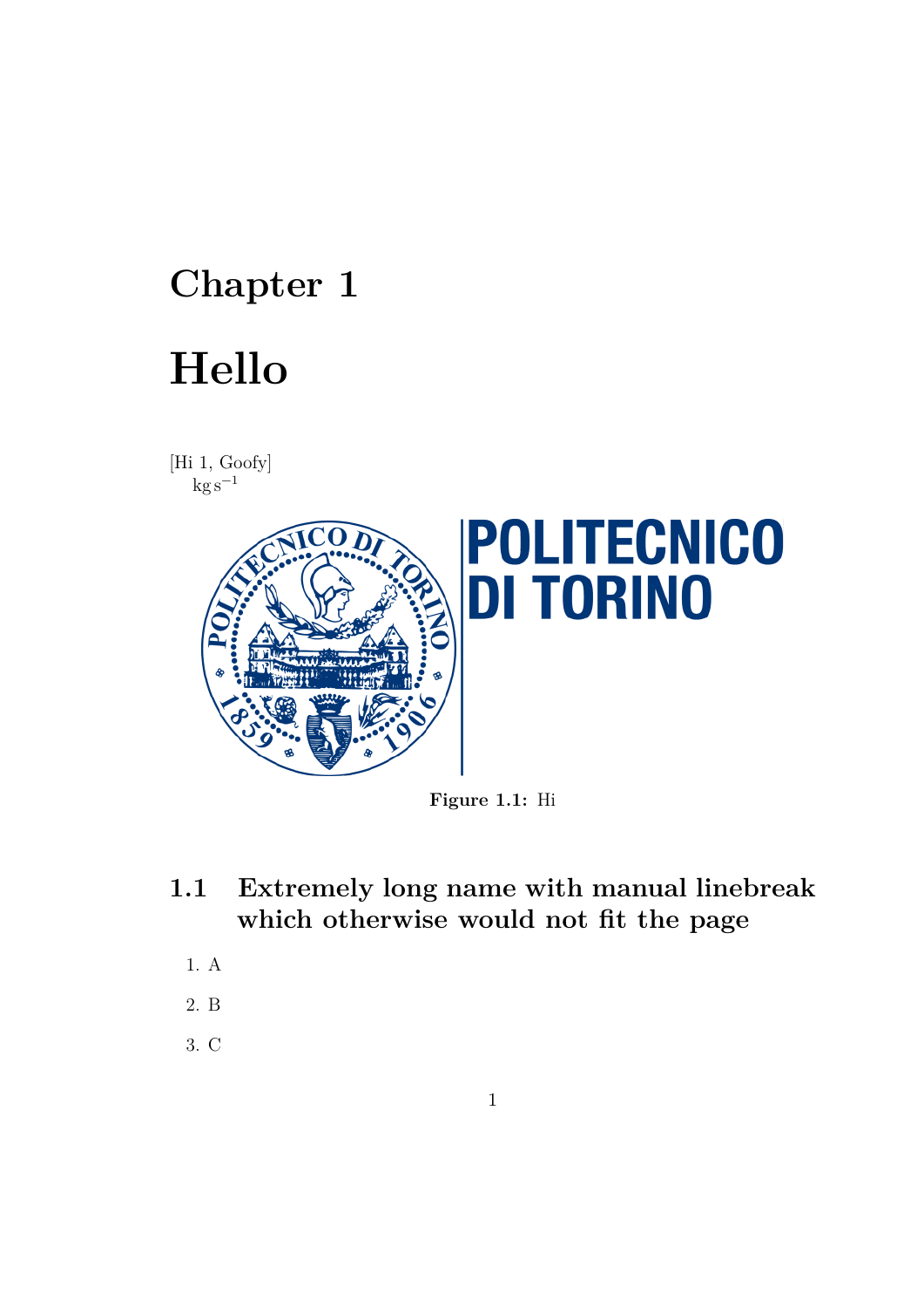# Chapter 1

# Hello

[Hi 1, Goofy]
$\mathrm{kg\,s^{-1}}$

Figure 1.1: Hi

## 1.1 Extremely long name with manual linebreak which otherwise would not fit the page

1. A
2. B
3. C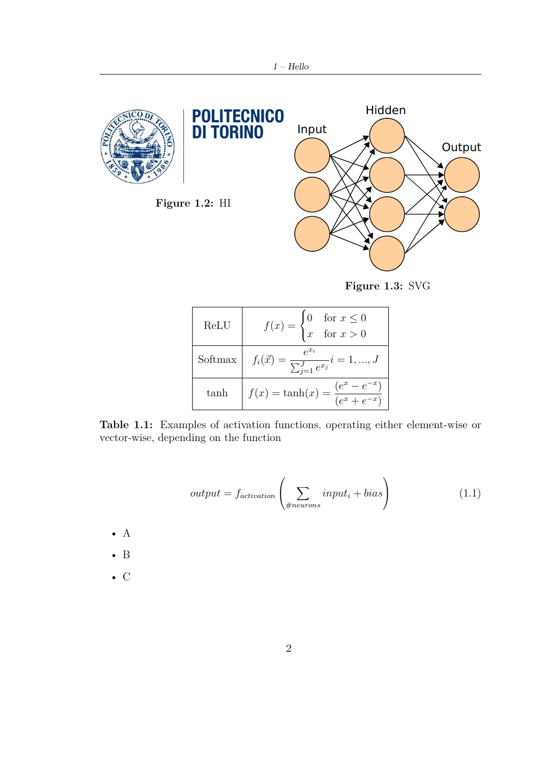**Figure 1.2:** HI

**Figure 1.3:** SVG

| ReLU | $f(x) = \begin{cases} 0 & \text{for } x \leq 0 \\ x & \text{for } x > 0 \end{cases}$ |
|---|---|
| Softmax | $f_i(\vec{x}) = \frac{e^{x_i}}{\sum_{j=1}^{J} e^{x_j}} i = 1, ..., J$ |
| tanh | $f(x) = \tanh(x) = \frac{(e^x - e^{-x})}{(e^x + e^{-x})}$ |

**Table 1.1:** Examples of activation functions, operating either element-wise or vector-wise, depending on the function

$$output = f_{activation}\left(\sum_{\#neurons} input_i + bias\right) \tag{1.1}$$

- A
- B
- C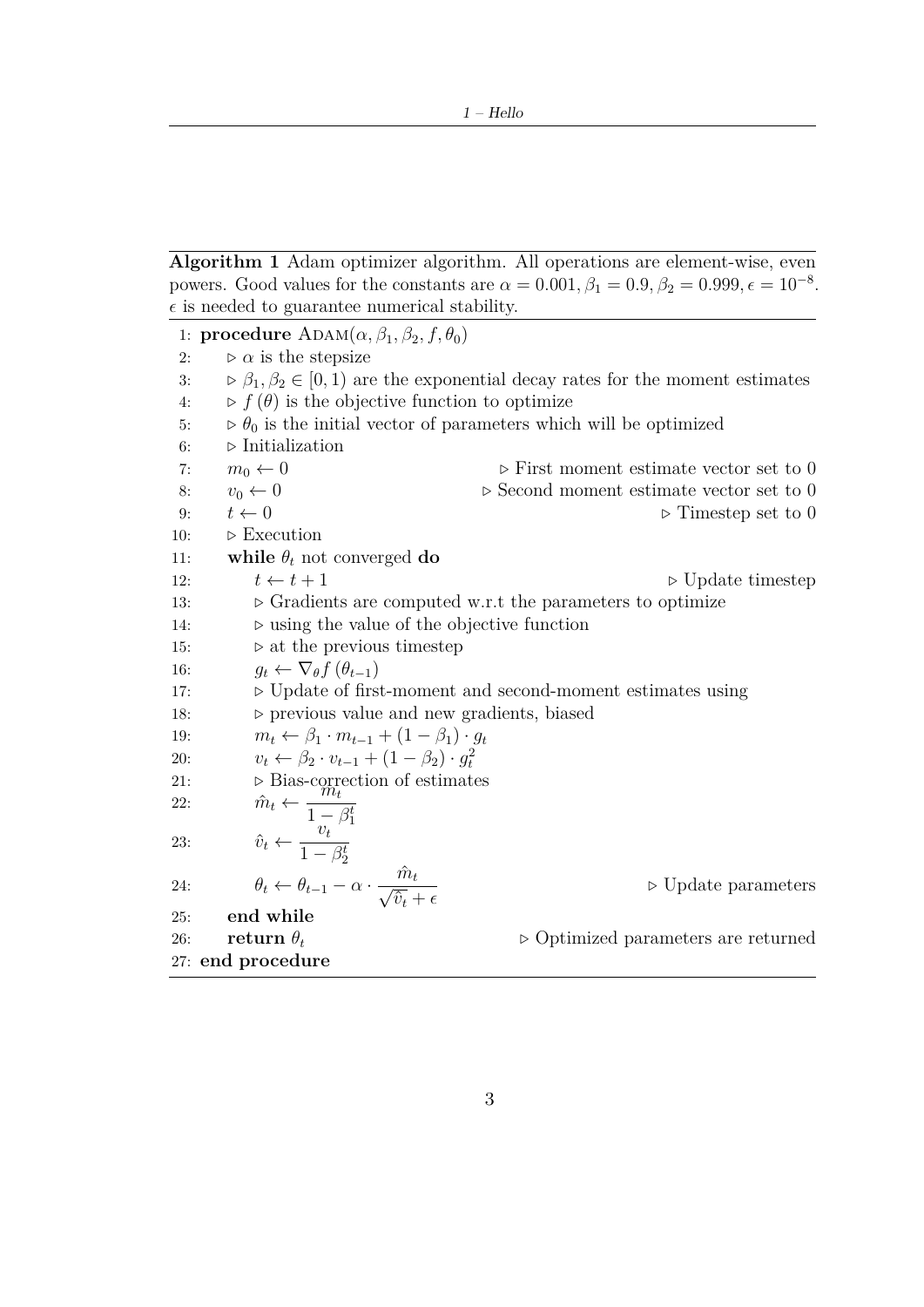**Algorithm 1** Adam optimizer algorithm. All operations are element-wise, even powers. Good values for the constants are $\alpha = 0.001, \beta_1 = 0.9, \beta_2 = 0.999, \epsilon = 10^{-8}$. $\epsilon$ is needed to guarantee numerical stability.

```
 1: procedure ADAM(α, β₁, β₂, f, θ₀)
 2:     ▷ α is the stepsize
 3:     ▷ β₁, β₂ ∈ [0, 1) are the exponential decay rates for the moment estimates
 4:     ▷ f(θ) is the objective function to optimize
 5:     ▷ θ₀ is the initial vector of parameters which will be optimized
 6:     ▷ Initialization
 7:     m₀ ← 0                                   ▷ First moment estimate vector set to 0
 8:     v₀ ← 0                                   ▷ Second moment estimate vector set to 0
 9:     t ← 0                                    ▷ Timestep set to 0
10:     ▷ Execution
11:     while θ_t not converged do
12:         t ← t + 1                            ▷ Update timestep
13:         ▷ Gradients are computed w.r.t the parameters to optimize
14:         ▷ using the value of the objective function
15:         ▷ at the previous timestep
16:         g_t ← ∇_θ f(θ_{t-1})
17:         ▷ Update of first-moment and second-moment estimates using
18:         ▷ previous value and new gradients, biased
19:         m_t ← β₁ · m_{t-1} + (1 - β₁) · g_t
20:         v_t ← β₂ · v_{t-1} + (1 - β₂) · g_t²
21:         ▷ Bias-correction of estimates
22:         m̂_t ← m_t / (1 - β₁^t)
23:         v̂_t ← v_t / (1 - β₂^t)
24:         θ_t ← θ_{t-1} - α · m̂_t / (√v̂_t + ε)    ▷ Update parameters
25:     end while
26:     return θ_t                               ▷ Optimized parameters are returned
27: end procedure
```

Lines 16–24 in mathematical notation:

$$g_t \leftarrow \nabla_\theta f(\theta_{t-1})$$

$$m_t \leftarrow \beta_1 \cdot m_{t-1} + (1 - \beta_1) \cdot g_t$$

$$v_t \leftarrow \beta_2 \cdot v_{t-1} + (1 - \beta_2) \cdot g_t^2$$

$$\hat{m}_t \leftarrow \frac{m_t}{1 - \beta_1^t}$$

$$\hat{v}_t \leftarrow \frac{v_t}{1 - \beta_2^t}$$

$$\theta_t \leftarrow \theta_{t-1} - \alpha \cdot \frac{\hat{m}_t}{\sqrt{\hat{v}_t} + \epsilon}$$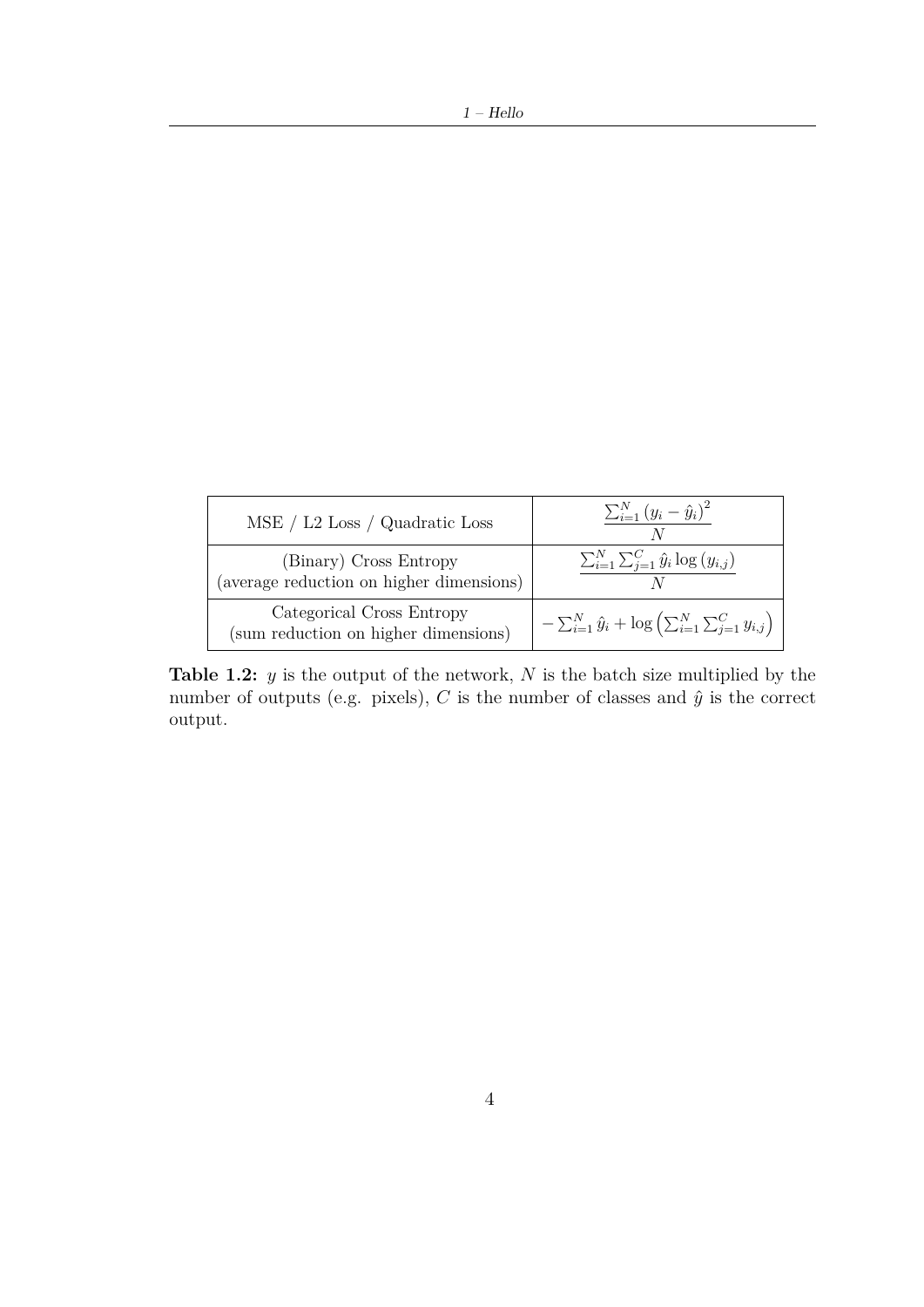| MSE / L2 Loss / Quadratic Loss | $\frac{\sum_{i=1}^{N}(y_i - \hat{y}_i)^2}{N}$ |
|---|---|
| (Binary) Cross Entropy (average reduction on higher dimensions) | $\frac{\sum_{i=1}^{N}\sum_{j=1}^{C}\hat{y}_i \log(y_{i,j})}{N}$ |
| Categorical Cross Entropy (sum reduction on higher dimensions) | $-\sum_{i=1}^{N}\hat{y}_i + \log\left(\sum_{i=1}^{N}\sum_{j=1}^{C}y_{i,j}\right)$ |

**Table 1.2:** $y$ is the output of the network, $N$ is the batch size multiplied by the number of outputs (e.g. pixels), $C$ is the number of classes and $\hat{y}$ is the correct output.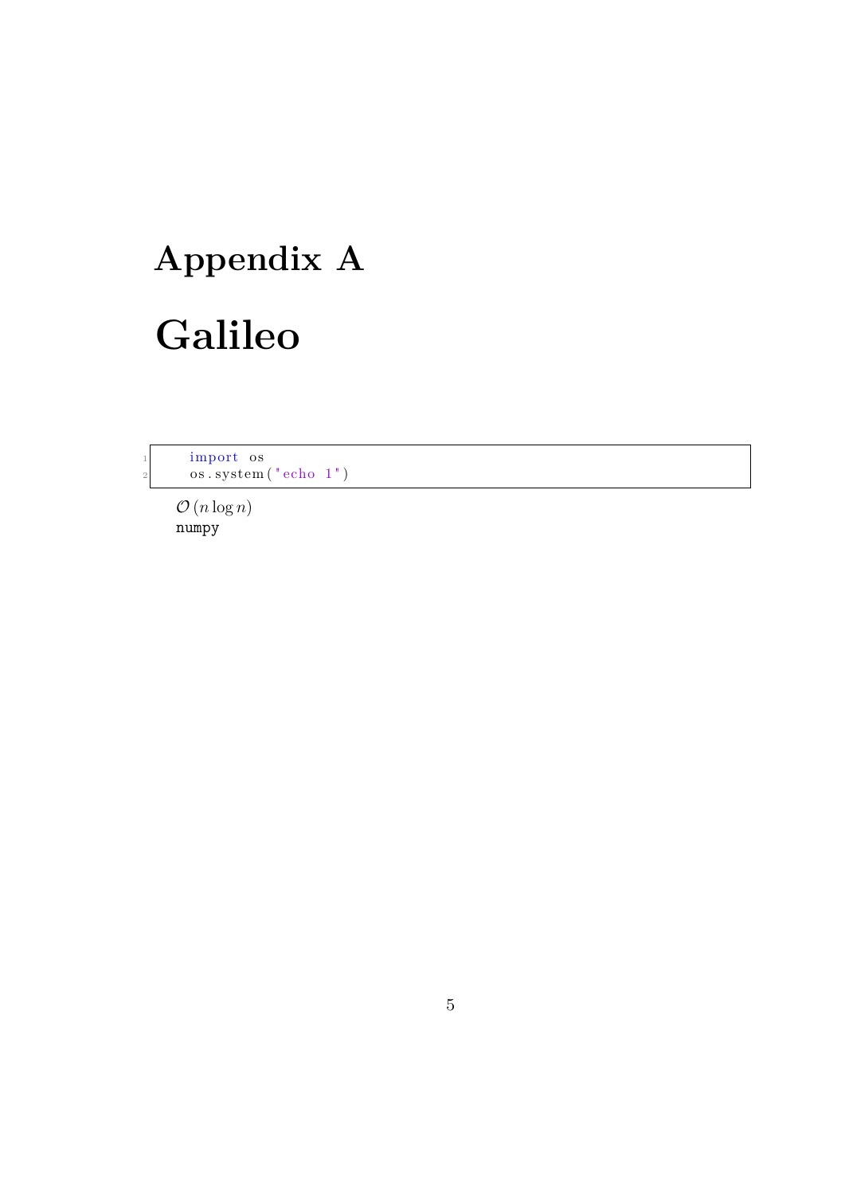# Appendix A

# Galileo

```python
import os
os.system("echo 1")
```

$\mathcal{O}\left(n \log n\right)$

`numpy`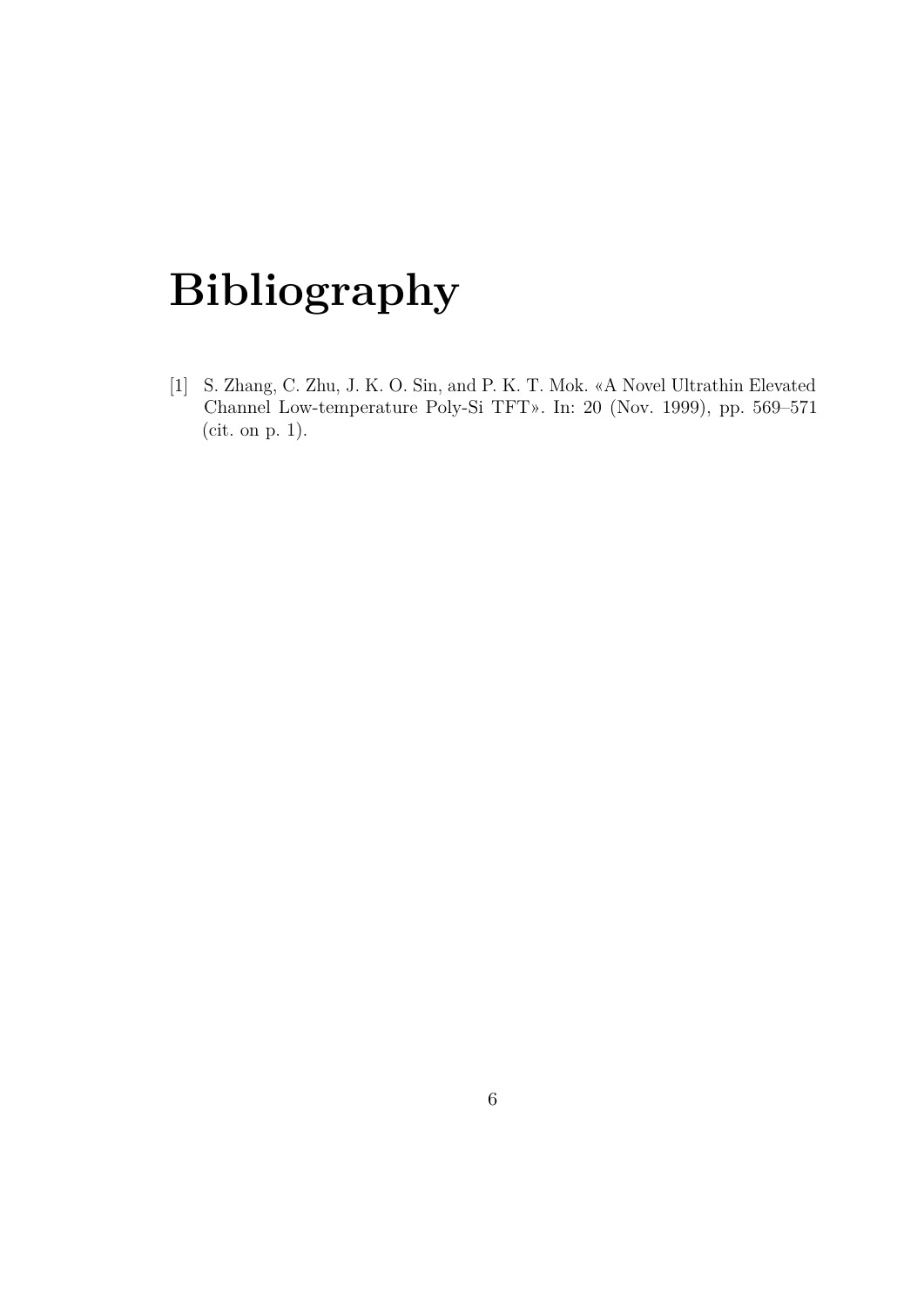# Bibliography

[1] S. Zhang, C. Zhu, J. K. O. Sin, and P. K. T. Mok. «A Novel Ultrathin Elevated Channel Low-temperature Poly-Si TFT». In: 20 (Nov. 1999), pp. 569–571 (cit. on p. 1).